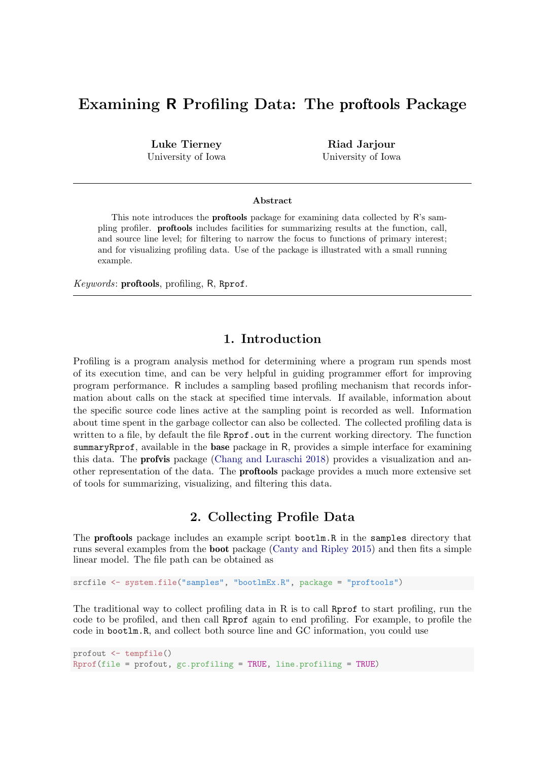# Examining R Profiling Data: The proftools Package

**Luke Tierney**
University of Iowa

**Riad Jarjour**
University of Iowa

---

### Abstract

This note introduces the **proftools** package for examining data collected by R's sampling profiler. **proftools** includes facilities for summarizing results at the function, call, and source line level; for filtering to narrow the focus to functions of primary interest; and for visualizing profiling data. Use of the package is illustrated with a small running example.

*Keywords*: **proftools**, profiling, R, `Rprof`.

---

## 1. Introduction

Profiling is a program analysis method for determining where a program run spends most of its execution time, and can be very helpful in guiding programmer effort for improving program performance. R includes a sampling based profiling mechanism that records information about calls on the stack at specified time intervals. If available, information about the specific source code lines active at the sampling point is recorded as well. Information about time spent in the garbage collector can also be collected. The collected profiling data is written to a file, by default the file `Rprof.out` in the current working directory. The function `summaryRprof`, available in the **base** package in R, provides a simple interface for examining this data. The **profvis** package (Chang and Luraschi 2018) provides a visualization and another representation of the data. The **proftools** package provides a much more extensive set of tools for summarizing, visualizing, and filtering this data.

## 2. Collecting Profile Data

The **proftools** package includes an example script `bootlm.R` in the `samples` directory that runs several examples from the **boot** package (Canty and Ripley 2015) and then fits a simple linear model. The file path can be obtained as

```
srcfile <- system.file("samples", "bootlmEx.R", package = "proftools")
```

The traditional way to collect profiling data in R is to call `Rprof` to start profiling, run the code to be profiled, and then call `Rprof` again to end profiling. For example, to profile the code in `bootlm.R`, and collect both source line and GC information, you could use

```
profout <- tempfile()
Rprof(file = profout, gc.profiling = TRUE, line.profiling = TRUE)
```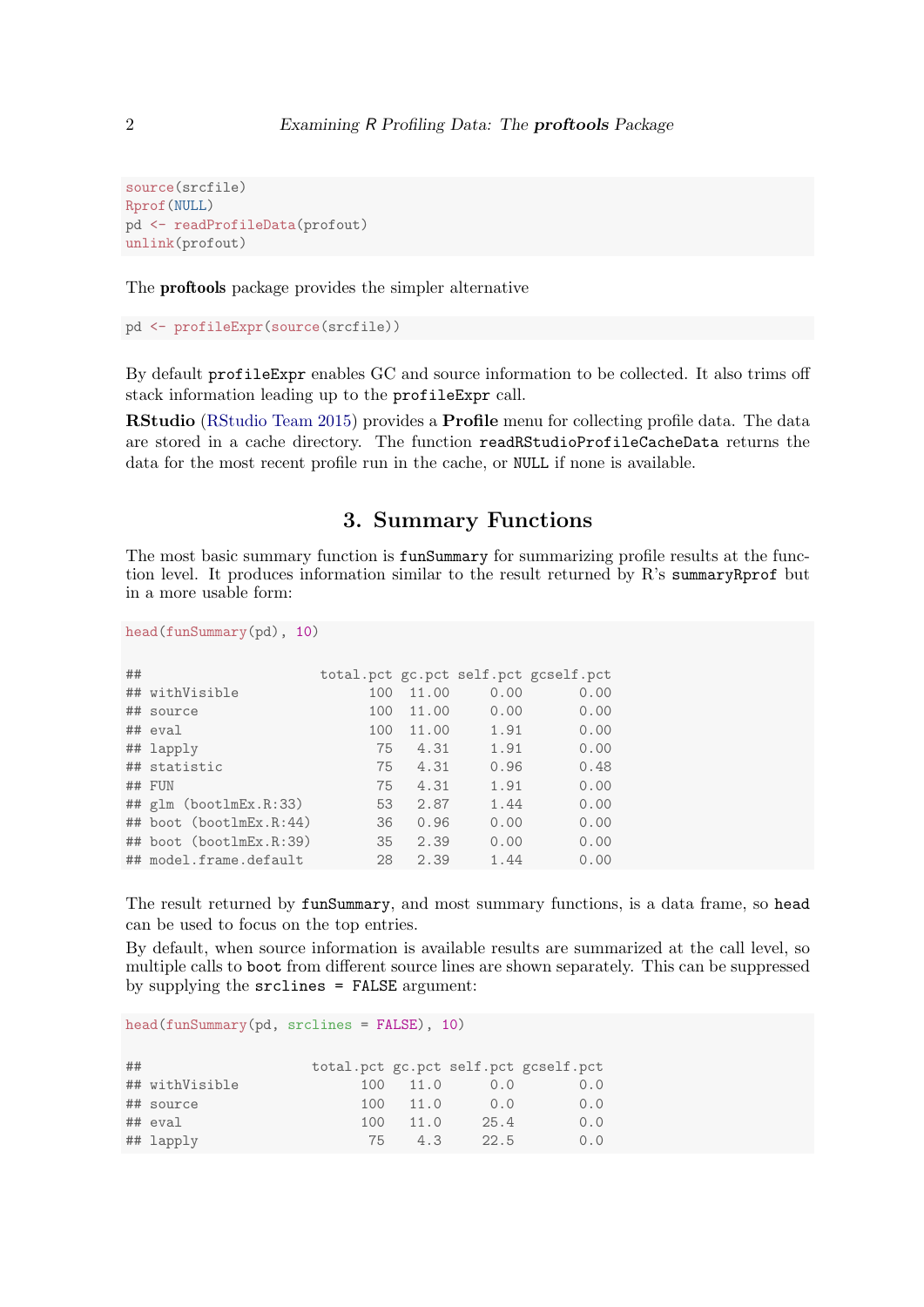```
source(srcfile)
Rprof(NULL)
pd <- readProfileData(profout)
unlink(profout)
```

The **proftools** package provides the simpler alternative

```
pd <- profileExpr(source(srcfile))
```

By default `profileExpr` enables GC and source information to be collected. It also trims off stack information leading up to the `profileExpr` call.

**RStudio** (RStudio Team 2015) provides a **Profile** menu for collecting profile data. The data are stored in a cache directory. The function `readRStudioProfileCacheData` returns the data for the most recent profile run in the cache, or `NULL` if none is available.

## 3. Summary Functions

The most basic summary function is `funSummary` for summarizing profile results at the function level. It produces information similar to the result returned by R's `summaryRprof` but in a more usable form:

```
head(funSummary(pd), 10)

##                      total.pct gc.pct self.pct gcself.pct
## withVisible                100  11.00     0.00       0.00
## source                     100  11.00     0.00       0.00
## eval                       100  11.00     1.91       0.00
## lapply                      75   4.31     1.91       0.00
## statistic                   75   4.31     0.96       0.48
## FUN                         75   4.31     1.91       0.00
## glm (bootlmEx.R:33)         53   2.87     1.44       0.00
## boot (bootlmEx.R:44)        36   0.96     0.00       0.00
## boot (bootlmEx.R:39)        35   2.39     0.00       0.00
## model.frame.default         28   2.39     1.44       0.00
```

The result returned by `funSummary`, and most summary functions, is a data frame, so `head` can be used to focus on the top entries.

By default, when source information is available results are summarized at the call level, so multiple calls to `boot` from different source lines are shown separately. This can be suppressed by supplying the `srclines = FALSE` argument:

```
head(funSummary(pd, srclines = FALSE), 10)

##                     total.pct gc.pct self.pct gcself.pct
## withVisible               100   11.0      0.0        0.0
## source                    100   11.0      0.0        0.0
## eval                      100   11.0     25.4        0.0
## lapply                     75    4.3     22.5        0.0
```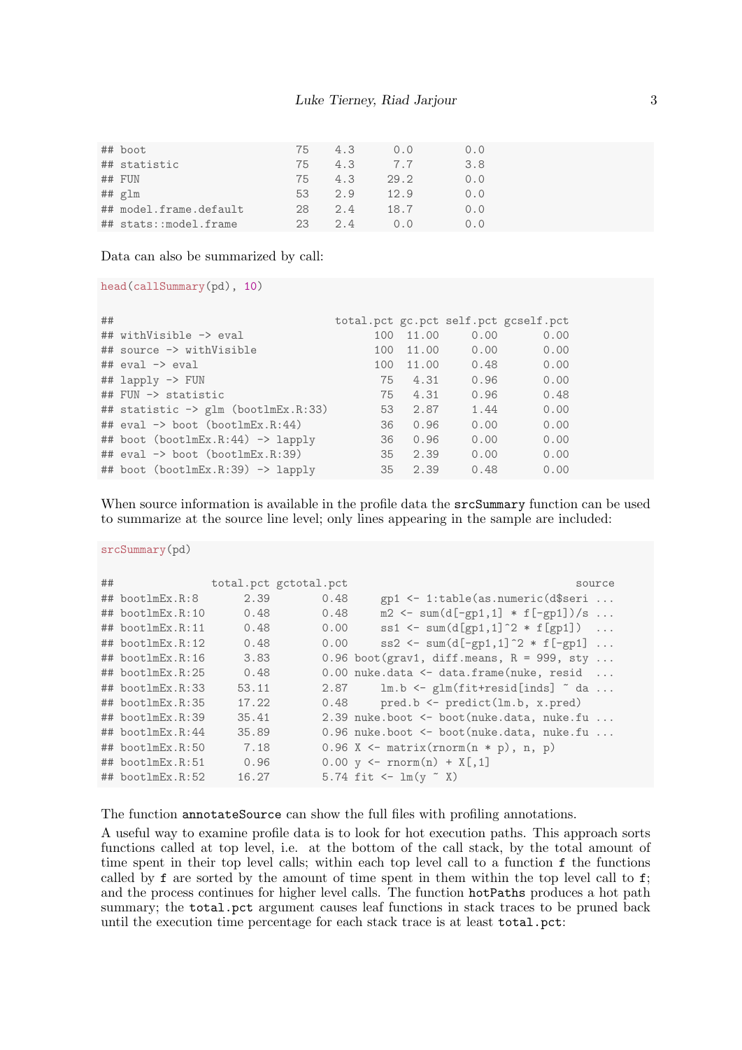```
## boot                        75    4.3     0.0       0.0
## statistic                   75    4.3     7.7       3.8
## FUN                         75    4.3    29.2       0.0
## glm                         53    2.9    12.9       0.0
## model.frame.default         28    2.4    18.7       0.0
## stats::model.frame          23    2.4     0.0       0.0
```

Data can also be summarized by call:

```
head(callSummary(pd), 10)
```

```
##                                     total.pct gc.pct self.pct gcself.pct
## withVisible -> eval                       100  11.00     0.00       0.00
## source -> withVisible                     100  11.00     0.00       0.00
## eval -> eval                              100  11.00     0.48       0.00
## lapply -> FUN                              75   4.31     0.96       0.00
## FUN -> statistic                           75   4.31     0.96       0.48
## statistic -> glm (bootlmEx.R:33)           53   2.87     1.44       0.00
## eval -> boot (bootlmEx.R:44)               36   0.96     0.00       0.00
## boot (bootlmEx.R:44) -> lapply             36   0.96     0.00       0.00
## eval -> boot (bootlmEx.R:39)               35   2.39     0.00       0.00
## boot (bootlmEx.R:39) -> lapply             35   2.39     0.48       0.00
```

When source information is available in the profile data the `srcSummary` function can be used to summarize at the source line level; only lines appearing in the sample are included:

```
srcSummary(pd)
```

```
##               total.pct gctotal.pct                                    source
## bootlmEx.R:8       2.39        0.48     gp1 <- 1:table(as.numeric(d$seri ...
## bootlmEx.R:10      0.48        0.48     m2 <- sum(d[-gp1,1] * f[-gp1])/s ...
## bootlmEx.R:11      0.48        0.00     ss1 <- sum(d[gp1,1]^2 * f[gp1])  ...
## bootlmEx.R:12      0.48        0.00     ss2 <- sum(d[-gp1,1]^2 * f[-gp1] ...
## bootlmEx.R:16      3.83        0.96 boot(grav1, diff.means, R = 999, sty ...
## bootlmEx.R:25      0.48        0.00 nuke.data <- data.frame(nuke, resid  ...
## bootlmEx.R:33     53.11        2.87     lm.b <- glm(fit+resid[inds] ~ da ...
## bootlmEx.R:35     17.22        0.48     pred.b <- predict(lm.b, x.pred)
## bootlmEx.R:39     35.41        2.39 nuke.boot <- boot(nuke.data, nuke.fu ...
## bootlmEx.R:44     35.89        0.96 nuke.boot <- boot(nuke.data, nuke.fu ...
## bootlmEx.R:50      7.18        0.96 X <- matrix(rnorm(n * p), n, p)
## bootlmEx.R:51      0.96        0.00 y <- rnorm(n) + X[,1]
## bootlmEx.R:52     16.27        5.74 fit <- lm(y ~ X)
```

The function `annotateSource` can show the full files with profiling annotations.

A useful way to examine profile data is to look for hot execution paths. This approach sorts functions called at top level, i.e. at the bottom of the call stack, by the total amount of time spent in their top level calls; within each top level call to a function `f` the functions called by `f` are sorted by the amount of time spent in them within the top level call to `f`; and the process continues for higher level calls. The function `hotPaths` produces a hot path summary; the `total.pct` argument causes leaf functions in stack traces to be pruned back until the execution time percentage for each stack trace is at least `total.pct`: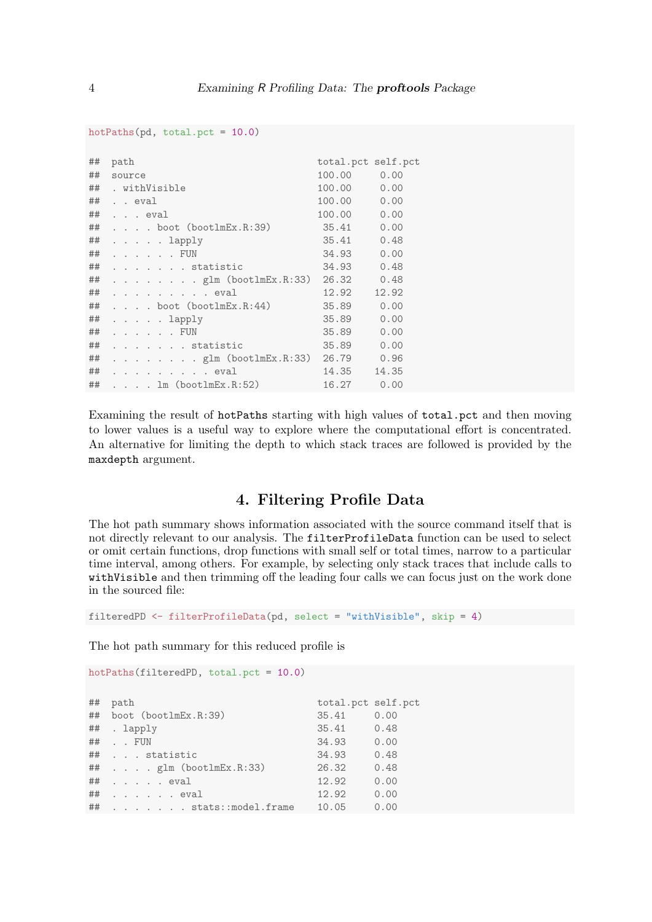```r
hotPaths(pd, total.pct = 10.0)

## path                               total.pct self.pct
## source                             100.00     0.00
## . withVisible                      100.00     0.00
## . . eval                           100.00     0.00
## . . . eval                         100.00     0.00
## . . . . boot (bootlmEx.R:39)        35.41     0.00
## . . . . . lapply                    35.41     0.48
## . . . . . . FUN                     34.93     0.00
## . . . . . . . statistic             34.93     0.48
## . . . . . . . . glm (bootlmEx.R:33) 26.32     0.48
## . . . . . . . . . eval              12.92    12.92
## . . . . boot (bootlmEx.R:44)        35.89     0.00
## . . . . . lapply                    35.89     0.00
## . . . . . . FUN                     35.89     0.00
## . . . . . . . statistic             35.89     0.00
## . . . . . . . . glm (bootlmEx.R:33) 26.79     0.96
## . . . . . . . . . eval              14.35    14.35
## . . . . lm (bootlmEx.R:52)          16.27     0.00
```

Examining the result of `hotPaths` starting with high values of `total.pct` and then moving to lower values is a useful way to explore where the computational effort is concentrated. An alternative for limiting the depth to which stack traces are followed is provided by the `maxdepth` argument.

## 4. Filtering Profile Data

The hot path summary shows information associated with the source command itself that is not directly relevant to our analysis. The `filterProfileData` function can be used to select or omit certain functions, drop functions with small self or total times, narrow to a particular time interval, among others. For example, by selecting only stack traces that include calls to `withVisible` and then trimming off the leading four calls we can focus just on the work done in the sourced file:

```r
filteredPD <- filterProfileData(pd, select = "withVisible", skip = 4)
```

The hot path summary for this reduced profile is

```r
hotPaths(filteredPD, total.pct = 10.0)

## path                               total.pct self.pct
## boot (bootlmEx.R:39)               35.41     0.00
## . lapply                           35.41     0.48
## . . FUN                            34.93     0.00
## . . . statistic                    34.93     0.48
## . . . . glm (bootlmEx.R:33)        26.32     0.48
## . . . . . eval                     12.92     0.00
## . . . . . . eval                   12.92     0.00
## . . . . . . . stats::model.frame   10.05     0.00
```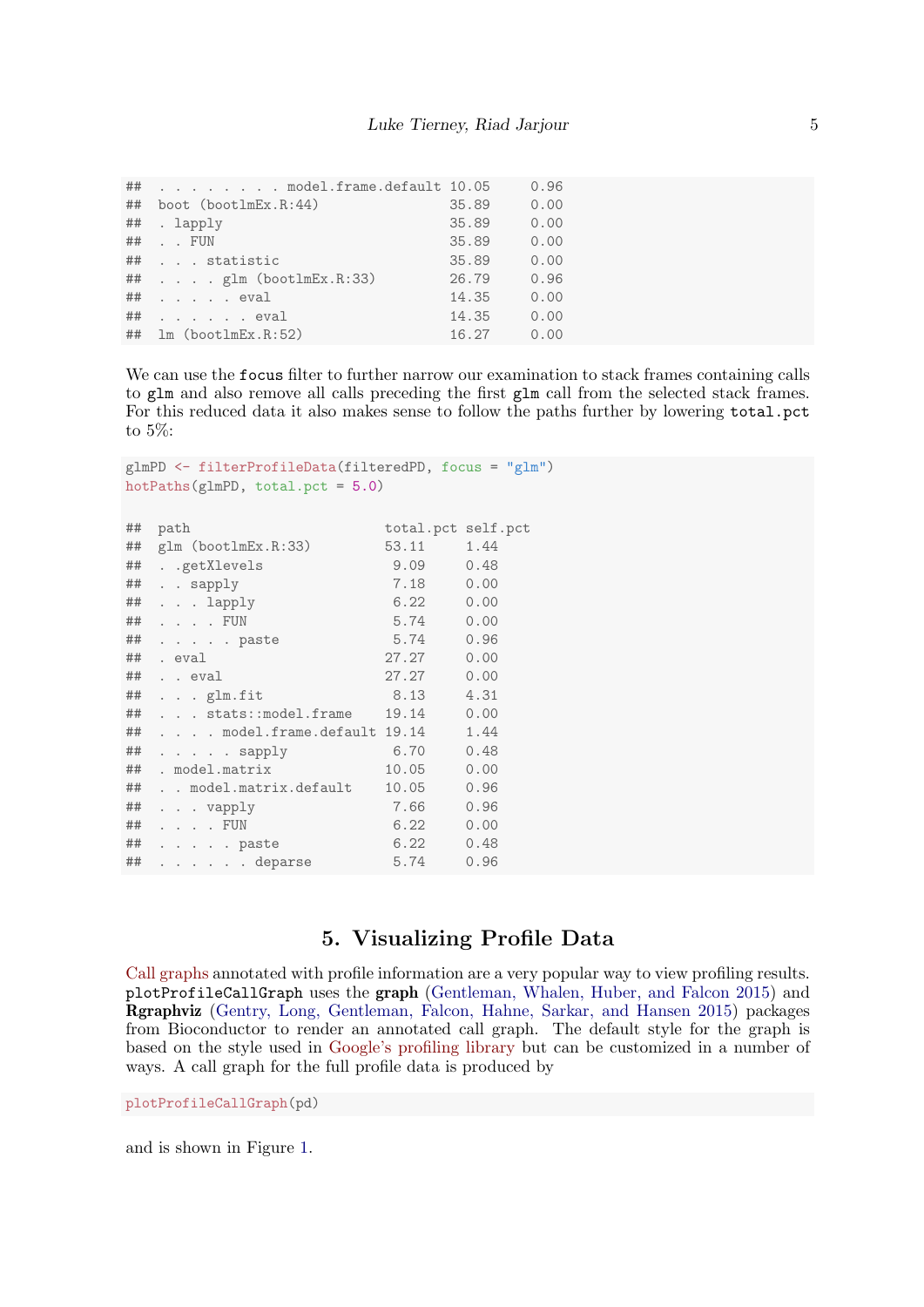```
## . . . . . . . . model.frame.default 10.05     0.96
## boot (bootlmEx.R:44)                35.89     0.00
## . lapply                            35.89     0.00
## . . FUN                             35.89     0.00
## . . . statistic                     35.89     0.00
## . . . . glm (bootlmEx.R:33)         26.79     0.96
## . . . . . eval                      14.35     0.00
## . . . . . . eval                    14.35     0.00
## lm (bootlmEx.R:52)                  16.27     0.00
```

We can use the `focus` filter to further narrow our examination to stack frames containing calls to `glm` and also remove all calls preceding the first `glm` call from the selected stack frames. For this reduced data it also makes sense to follow the paths further by lowering `total.pct` to 5%:

```
glmPD <- filterProfileData(filteredPD, focus = "glm")
hotPaths(glmPD, total.pct = 5.0)

## path                        total.pct self.pct
## glm (bootlmEx.R:33)         53.11     1.44
## . .getXlevels                9.09     0.48
## . . sapply                   7.18     0.00
## . . . lapply                 6.22     0.00
## . . . . FUN                  5.74     0.00
## . . . . . paste              5.74     0.96
## . eval                      27.27     0.00
## . . eval                    27.27     0.00
## . . . glm.fit                8.13     4.31
## . . . stats::model.frame    19.14     0.00
## . . . . model.frame.default 19.14     1.44
## . . . . . sapply             6.70     0.48
## . model.matrix              10.05     0.00
## . . model.matrix.default    10.05     0.96
## . . . vapply                 7.66     0.96
## . . . . FUN                  6.22     0.00
## . . . . . paste              6.22     0.48
## . . . . . . deparse          5.74     0.96
```

# 5. Visualizing Profile Data

Call graphs annotated with profile information are a very popular way to view profiling results. `plotProfileCallGraph` uses the **graph** (Gentleman, Whalen, Huber, and Falcon 2015) and **Rgraphviz** (Gentry, Long, Gentleman, Falcon, Hahne, Sarkar, and Hansen 2015) packages from Bioconductor to render an annotated call graph. The default style for the graph is based on the style used in Google's profiling library but can be customized in a number of ways. A call graph for the full profile data is produced by

```
plotProfileCallGraph(pd)
```

and is shown in Figure 1.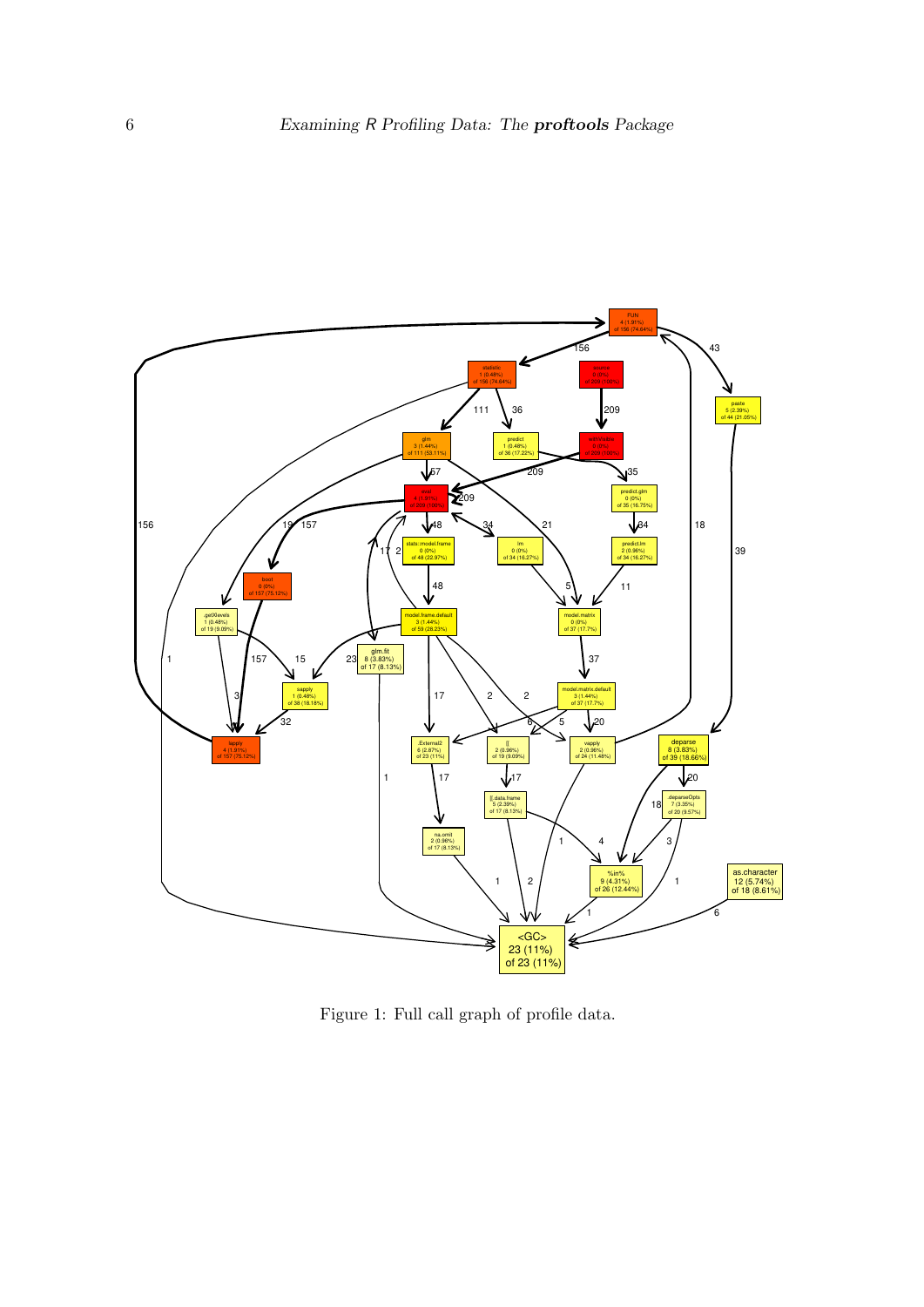Figure 1: Full call graph of profile data.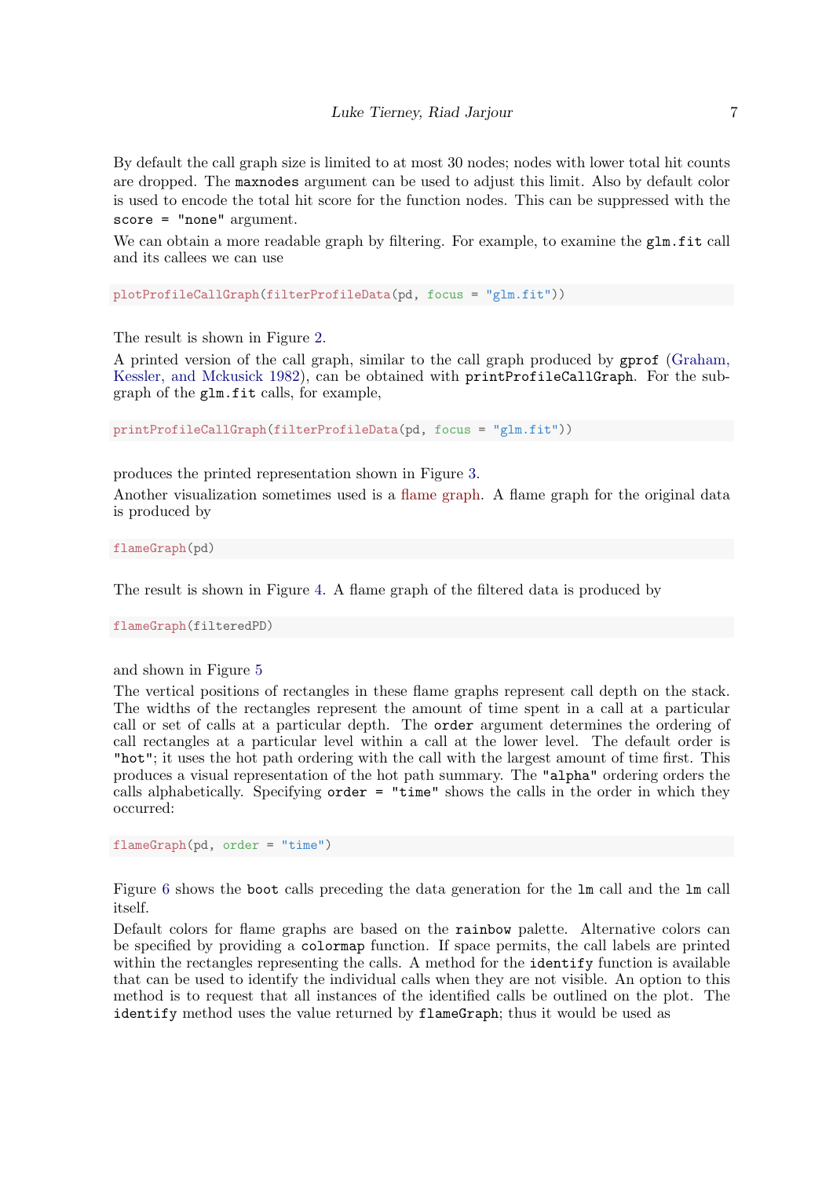By default the call graph size is limited to at most 30 nodes; nodes with lower total hit counts are dropped. The `maxnodes` argument can be used to adjust this limit. Also by default color is used to encode the total hit score for the function nodes. This can be suppressed with the `score = "none"` argument.

We can obtain a more readable graph by filtering. For example, to examine the `glm.fit` call and its callees we can use

```
plotProfileCallGraph(filterProfileData(pd, focus = "glm.fit"))
```

The result is shown in Figure 2.

A printed version of the call graph, similar to the call graph produced by `gprof` (Graham, Kessler, and Mckusick 1982), can be obtained with `printProfileCallGraph`. For the sub-graph of the `glm.fit` calls, for example,

```
printProfileCallGraph(filterProfileData(pd, focus = "glm.fit"))
```

produces the printed representation shown in Figure 3.

Another visualization sometimes used is a flame graph. A flame graph for the original data is produced by

```
flameGraph(pd)
```

The result is shown in Figure 4. A flame graph of the filtered data is produced by

```
flameGraph(filteredPD)
```

and shown in Figure 5

The vertical positions of rectangles in these flame graphs represent call depth on the stack. The widths of the rectangles represent the amount of time spent in a call at a particular call or set of calls at a particular depth. The `order` argument determines the ordering of call rectangles at a particular level within a call at the lower level. The default order is `"hot"`; it uses the hot path ordering with the call with the largest amount of time first. This produces a visual representation of the hot path summary. The `"alpha"` ordering orders the calls alphabetically. Specifying `order = "time"` shows the calls in the order in which they occurred:

```
flameGraph(pd, order = "time")
```

Figure 6 shows the `boot` calls preceding the data generation for the `lm` call and the `lm` call itself.

Default colors for flame graphs are based on the `rainbow` palette. Alternative colors can be specified by providing a `colormap` function. If space permits, the call labels are printed within the rectangles representing the calls. A method for the `identify` function is available that can be used to identify the individual calls when they are not visible. An option to this method is to request that all instances of the identified calls be outlined on the plot. The `identify` method uses the value returned by `flameGraph`; thus it would be used as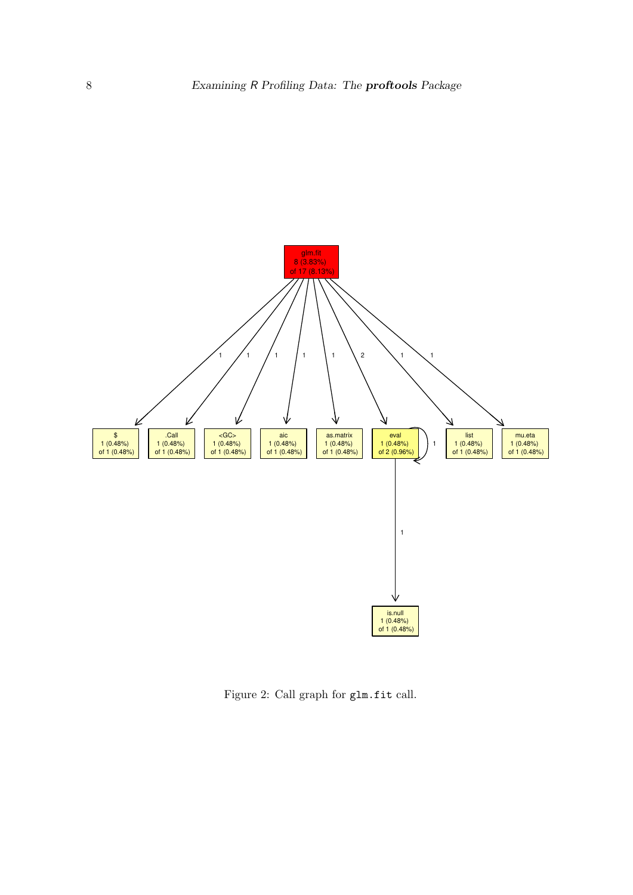Figure 2: Call graph for `glm.fit` call.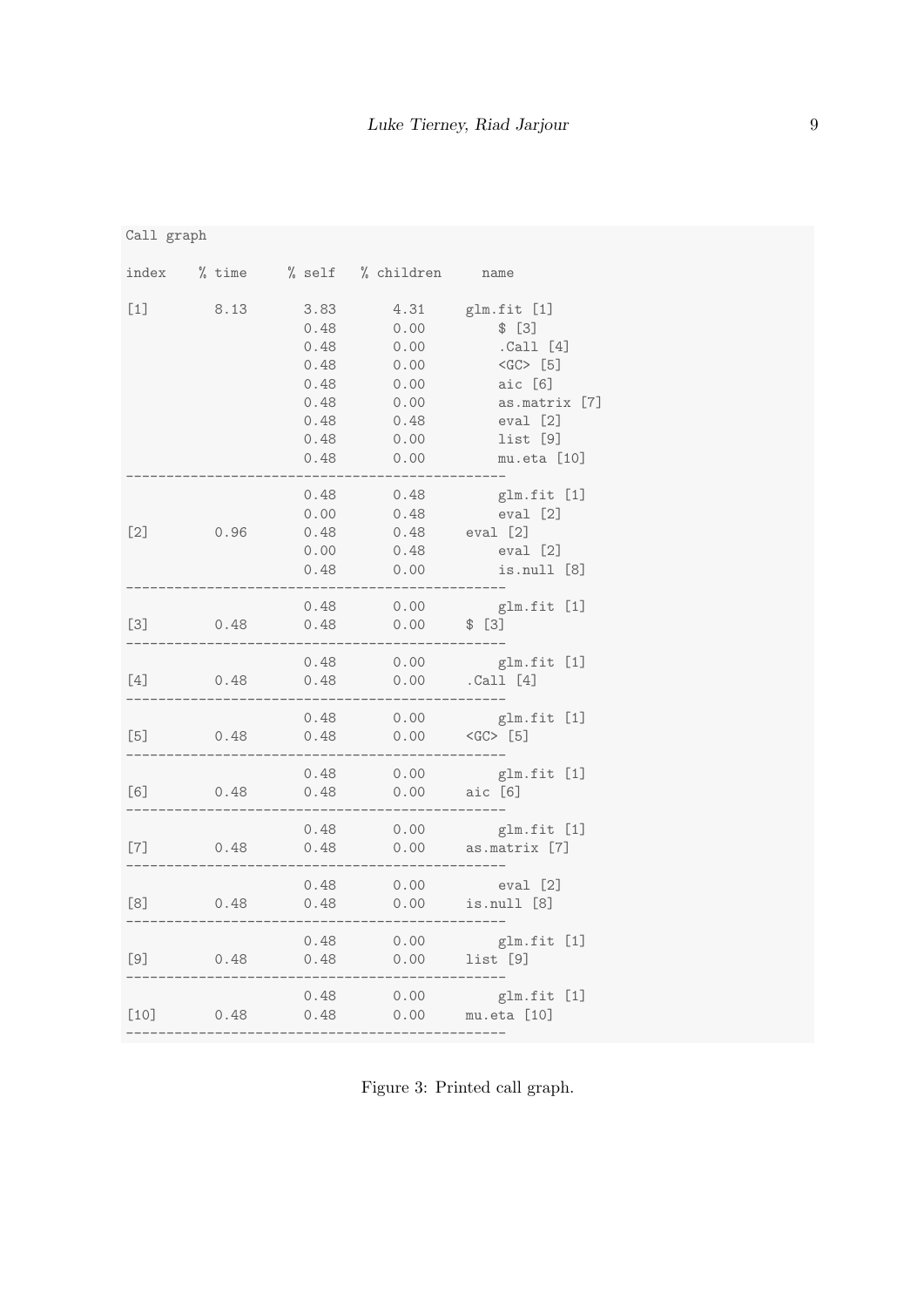```
Call graph

index    % time     % self  % children     name

[1]        8.13       3.83      4.31     glm.fit [1]
                      0.48      0.00         $ [3]
                      0.48      0.00         .Call [4]
                      0.48      0.00         <GC> [5]
                      0.48      0.00         aic [6]
                      0.48      0.00         as.matrix [7]
                      0.48      0.48         eval [2]
                      0.48      0.00         list [9]
                      0.48      0.00         mu.eta [10]
-----------------------------------------------
                      0.48      0.48         glm.fit [1]
                      0.00      0.48         eval [2]
[2]        0.96       0.48      0.48     eval [2]
                      0.00      0.48         eval [2]
                      0.48      0.00         is.null [8]
-----------------------------------------------
                      0.48      0.00         glm.fit [1]
[3]        0.48       0.48      0.00     $ [3]
-----------------------------------------------
                      0.48      0.00         glm.fit [1]
[4]        0.48       0.48      0.00     .Call [4]
-----------------------------------------------
                      0.48      0.00         glm.fit [1]
[5]        0.48       0.48      0.00     <GC> [5]
-----------------------------------------------
                      0.48      0.00         glm.fit [1]
[6]        0.48       0.48      0.00     aic [6]
-----------------------------------------------
                      0.48      0.00         glm.fit [1]
[7]        0.48       0.48      0.00     as.matrix [7]
-----------------------------------------------
                      0.48      0.00         eval [2]
[8]        0.48       0.48      0.00     is.null [8]
-----------------------------------------------
                      0.48      0.00         glm.fit [1]
[9]        0.48       0.48      0.00     list [9]
-----------------------------------------------
                      0.48      0.00         glm.fit [1]
[10]       0.48       0.48      0.00     mu.eta [10]
-----------------------------------------------
```

Figure 3: Printed call graph.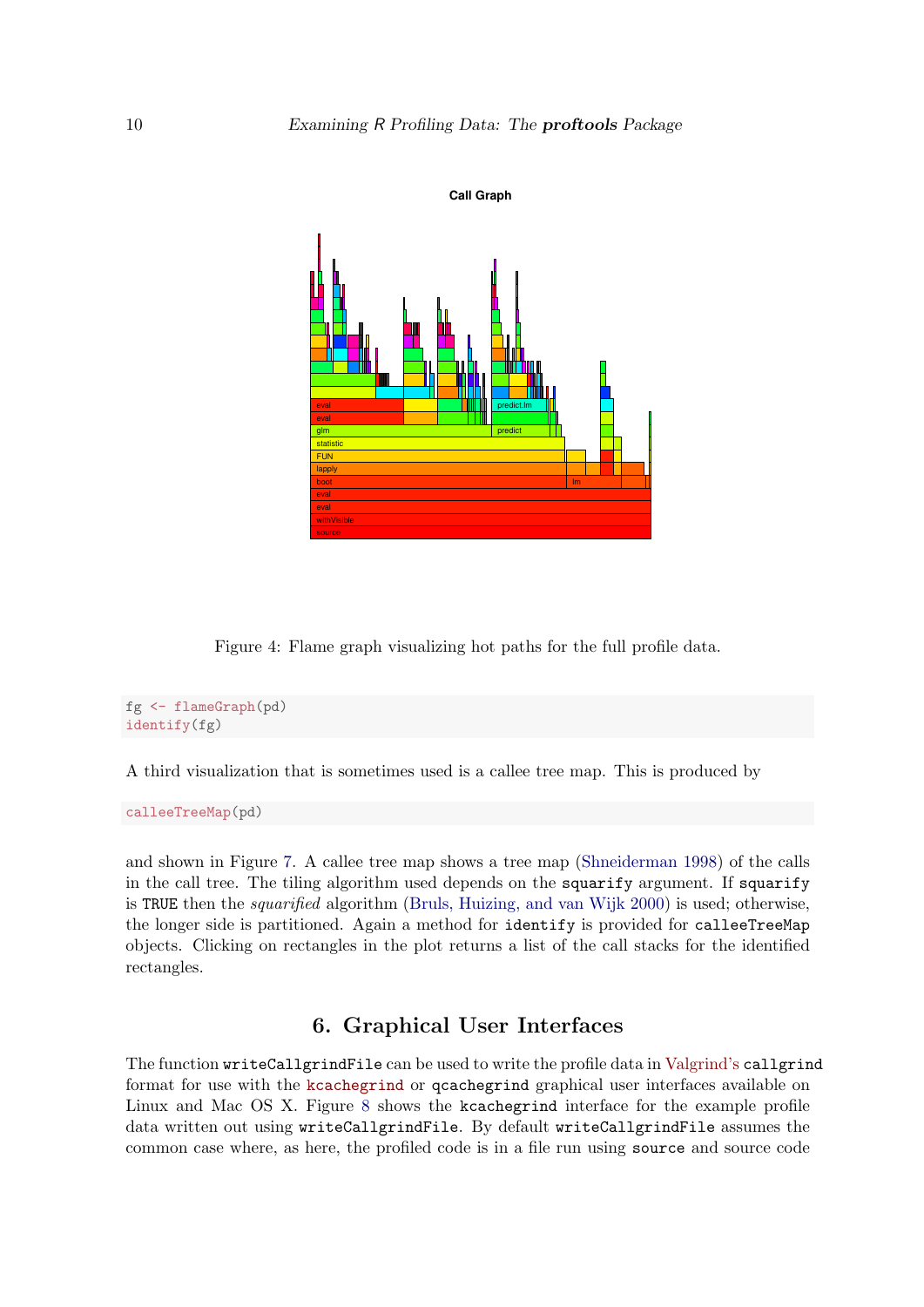Figure 4: Flame graph visualizing hot paths for the full profile data.

```
fg <- flameGraph(pd)
identify(fg)
```

A third visualization that is sometimes used is a callee tree map. This is produced by

```
calleeTreeMap(pd)
```

and shown in Figure 7. A callee tree map shows a tree map (Shneiderman 1998) of the calls in the call tree. The tiling algorithm used depends on the `squarify` argument. If `squarify` is `TRUE` then the *squarified* algorithm (Bruls, Huizing, and van Wijk 2000) is used; otherwise, the longer side is partitioned. Again a method for `identify` is provided for `calleeTreeMap` objects. Clicking on rectangles in the plot returns a list of the call stacks for the identified rectangles.

## 6. Graphical User Interfaces

The function `writeCallgrindFile` can be used to write the profile data in Valgrind's `callgrind` format for use with the `kcachegrind` or `qcachegrind` graphical user interfaces available on Linux and Mac OS X. Figure 8 shows the `kcachegrind` interface for the example profile data written out using `writeCallgrindFile`. By default `writeCallgrindFile` assumes the common case where, as here, the profiled code is in a file run using `source` and source code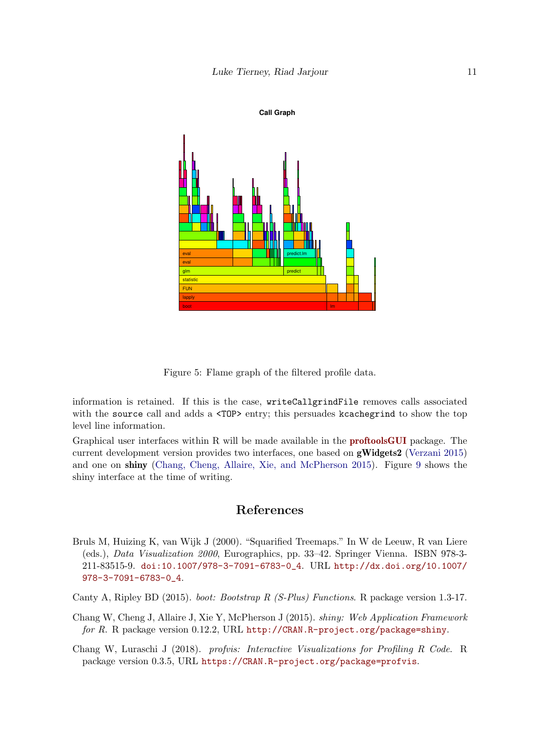Figure 5: Flame graph of the filtered profile data.

information is retained. If this is the case, `writeCallgrindFile` removes calls associated with the `source` call and adds a `<TOP>` entry; this persuades `kcachegrind` to show the top level line information.

Graphical user interfaces within R will be made available in the **proftoolsGUI** package. The current development version provides two interfaces, one based on **gWidgets2** (Verzani 2015) and one on **shiny** (Chang, Cheng, Allaire, Xie, and McPherson 2015). Figure 9 shows the shiny interface at the time of writing.

## References

Bruls M, Huizing K, van Wijk J (2000). "Squarified Treemaps." In W de Leeuw, R van Liere (eds.), *Data Visualization 2000*, Eurographics, pp. 33–42. Springer Vienna. ISBN 978-3-211-83515-9. `doi:10.1007/978-3-7091-6783-0_4`. URL `http://dx.doi.org/10.1007/978-3-7091-6783-0_4`.

Canty A, Ripley BD (2015). *boot: Bootstrap R (S-Plus) Functions*. R package version 1.3-17.

Chang W, Cheng J, Allaire J, Xie Y, McPherson J (2015). *shiny: Web Application Framework for R*. R package version 0.12.2, URL `http://CRAN.R-project.org/package=shiny`.

Chang W, Luraschi J (2018). *profvis: Interactive Visualizations for Profiling R Code*. R package version 0.3.5, URL `https://CRAN.R-project.org/package=profvis`.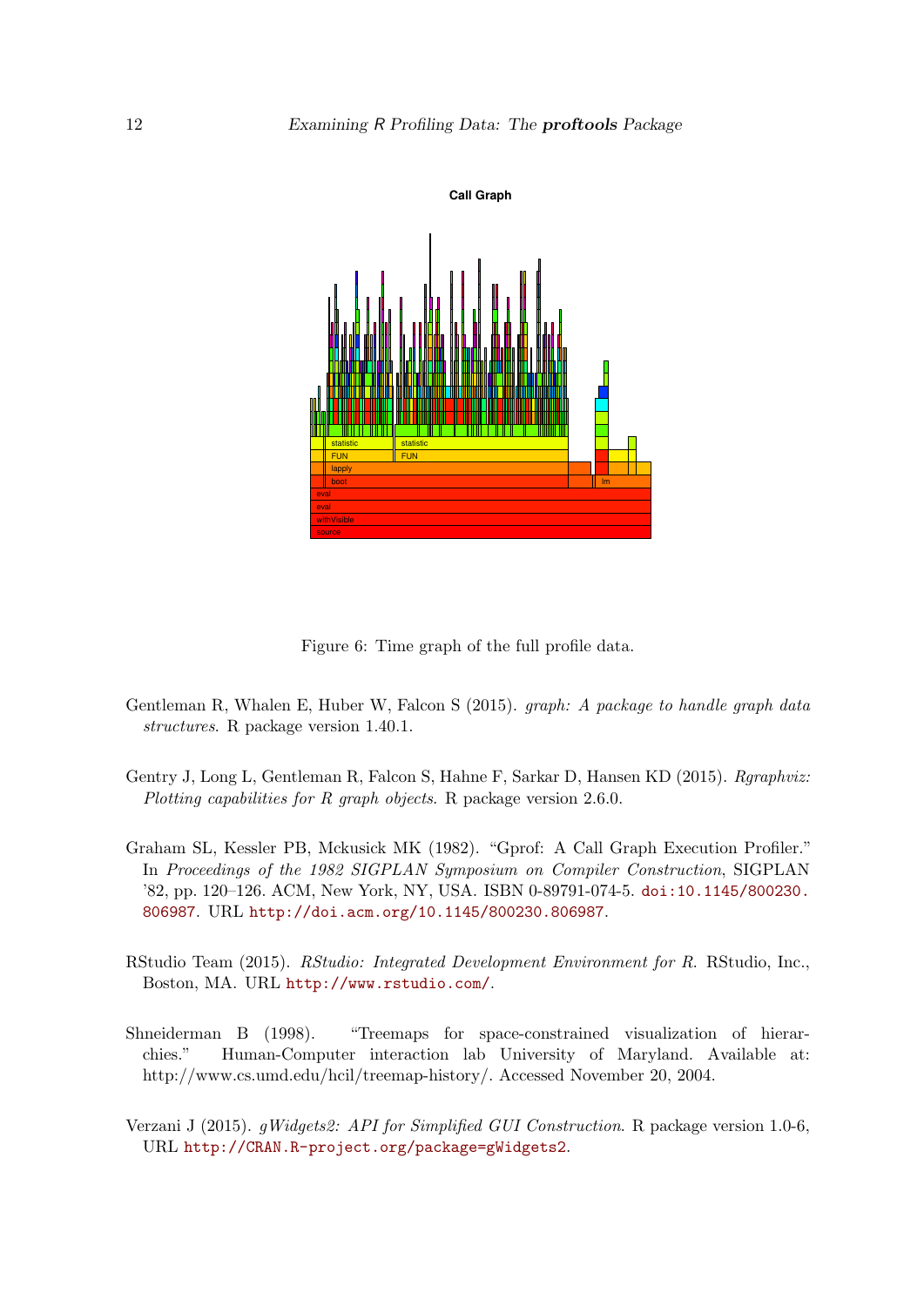Figure 6: Time graph of the full profile data.

Gentleman R, Whalen E, Huber W, Falcon S (2015). *graph: A package to handle graph data structures*. R package version 1.40.1.

Gentry J, Long L, Gentleman R, Falcon S, Hahne F, Sarkar D, Hansen KD (2015). *Rgraphviz: Plotting capabilities for R graph objects*. R package version 2.6.0.

Graham SL, Kessler PB, Mckusick MK (1982). "Gprof: A Call Graph Execution Profiler." In *Proceedings of the 1982 SIGPLAN Symposium on Compiler Construction*, SIGPLAN '82, pp. 120–126. ACM, New York, NY, USA. ISBN 0-89791-074-5. doi:10.1145/800230.806987. URL http://doi.acm.org/10.1145/800230.806987.

RStudio Team (2015). *RStudio: Integrated Development Environment for R*. RStudio, Inc., Boston, MA. URL http://www.rstudio.com/.

Shneiderman B (1998). "Treemaps for space-constrained visualization of hierarchies." Human-Computer interaction lab University of Maryland. Available at: http://www.cs.umd.edu/hcil/treemap-history/. Accessed November 20, 2004.

Verzani J (2015). *gWidgets2: API for Simplified GUI Construction*. R package version 1.0-6, URL http://CRAN.R-project.org/package=gWidgets2.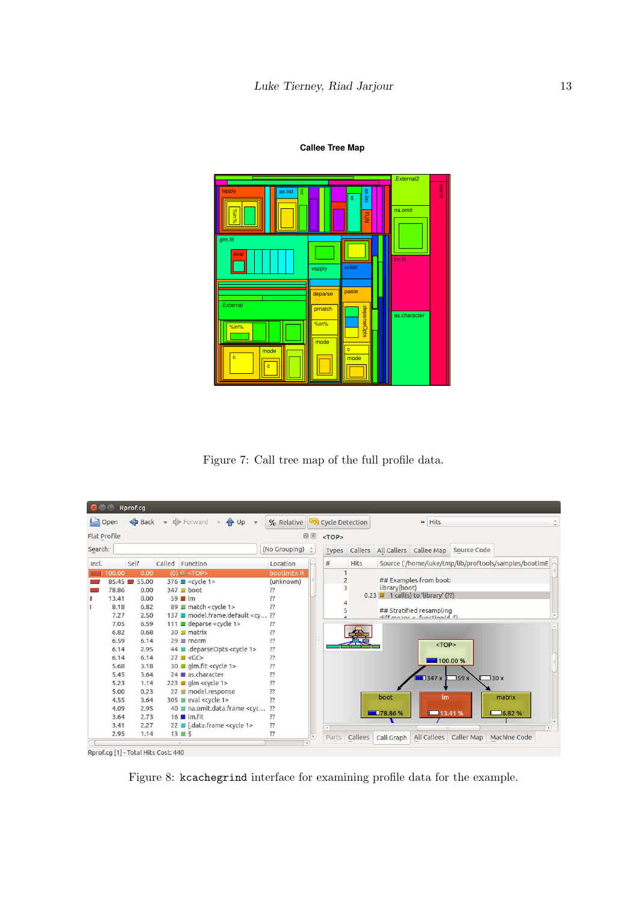Figure 7: Call tree map of the full profile data.

Figure 8: `kcachegrind` interface for examining profile data for the example.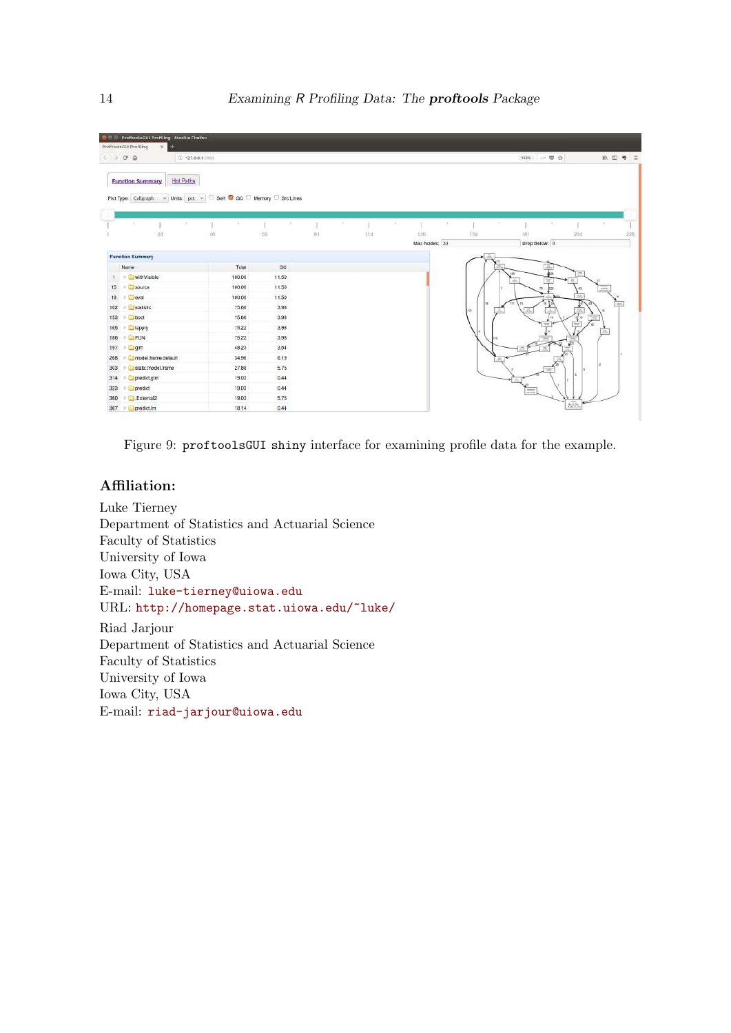Figure 9: `proftoolsGUI` **shiny** interface for examining profile data for the example.

## Affiliation:

Luke Tierney
Department of Statistics and Actuarial Science
Faculty of Statistics
University of Iowa
Iowa City, USA
E-mail: luke-tierney@uiowa.edu
URL: http://homepage.stat.uiowa.edu/~luke/

Riad Jarjour
Department of Statistics and Actuarial Science
Faculty of Statistics
University of Iowa
Iowa City, USA
E-mail: riad-jarjour@uiowa.edu